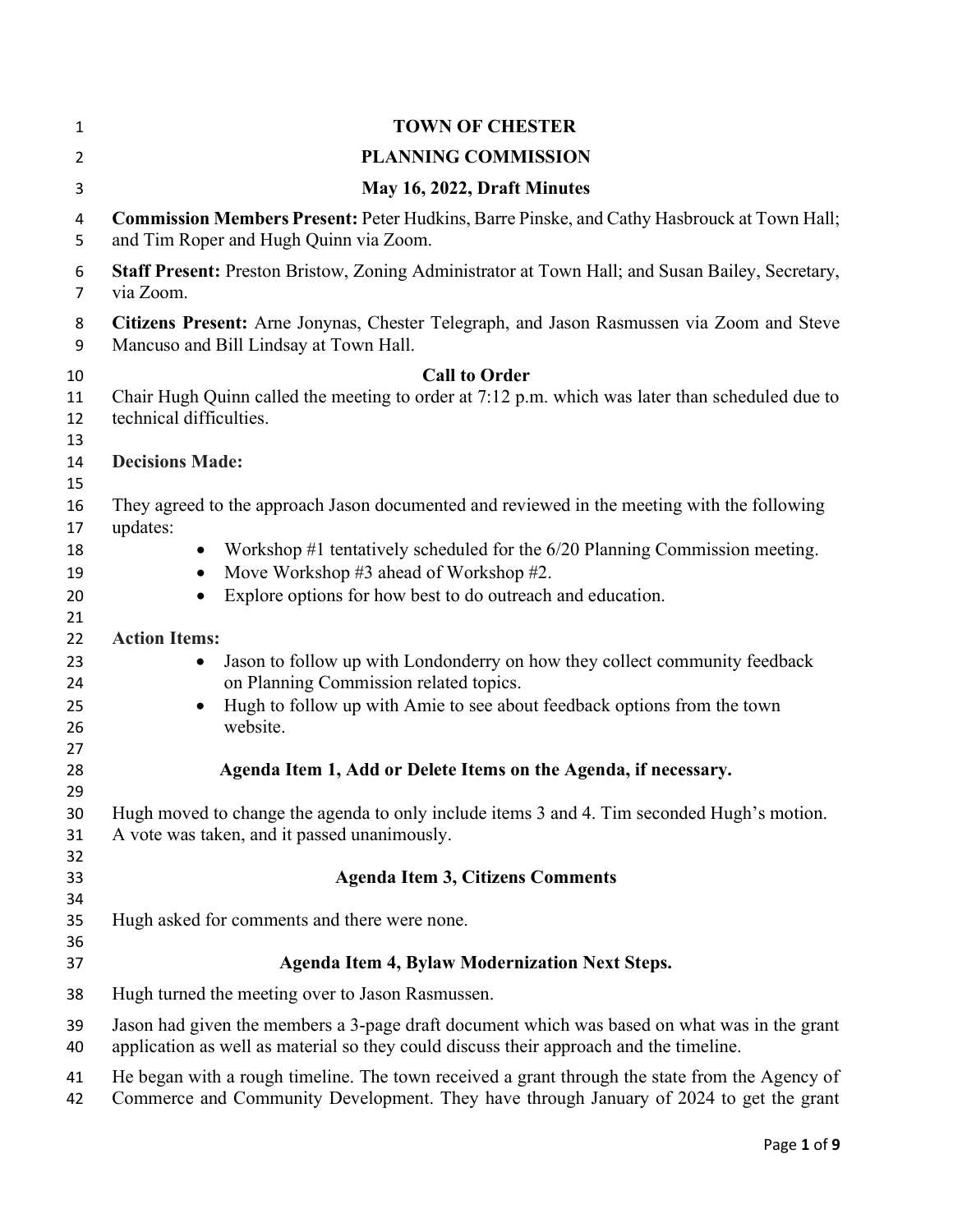# TOWN OF CHESTER

## PLANNING COMMISSION

### May 16, 2022, Draft Minutes

**Commission Members Present:** Peter Hudkins, Barre Pinske, and Cathy Hasbrouck at Town Hall; and Tim Roper and Hugh Quinn via Zoom.

**Staff Present:** Preston Bristow, Zoning Administrator at Town Hall; and Susan Bailey, Secretary, via Zoom.

**Citizens Present:** Arne Jonynas, Chester Telegraph, and Jason Rasmussen via Zoom and Steve Mancuso and Bill Lindsay at Town Hall.

### Call to Order

Chair Hugh Quinn called the meeting to order at 7:12 p.m. which was later than scheduled due to technical difficulties.

**Decisions Made:**

They agreed to the approach Jason documented and reviewed in the meeting with the following updates:

- Workshop #1 tentatively scheduled for the 6/20 Planning Commission meeting.
- Move Workshop #3 ahead of Workshop #2.
- Explore options for how best to do outreach and education.

**Action Items:**

- Jason to follow up with Londonderry on how they collect community feedback on Planning Commission related topics.
- Hugh to follow up with Amie to see about feedback options from the town website.

### Agenda Item 1, Add or Delete Items on the Agenda, if necessary.

Hugh moved to change the agenda to only include items 3 and 4. Tim seconded Hugh's motion. A vote was taken, and it passed unanimously.

### Agenda Item 3, Citizens Comments

Hugh asked for comments and there were none.

### Agenda Item 4, Bylaw Modernization Next Steps.

Hugh turned the meeting over to Jason Rasmussen.

Jason had given the members a 3-page draft document which was based on what was in the grant application as well as material so they could discuss their approach and the timeline.

He began with a rough timeline. The town received a grant through the state from the Agency of Commerce and Community Development. They have through January of 2024 to get the grant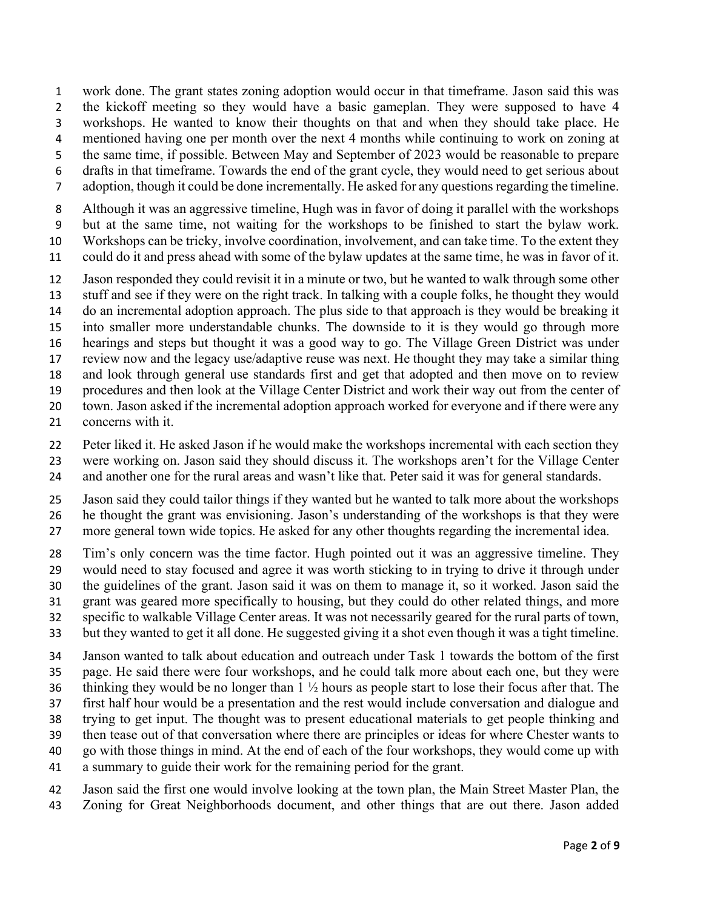work done. The grant states zoning adoption would occur in that timeframe. Jason said this was the kickoff meeting so they would have a basic gameplan. They were supposed to have 4 workshops. He wanted to know their thoughts on that and when they should take place. He mentioned having one per month over the next 4 months while continuing to work on zoning at the same time, if possible. Between May and September of 2023 would be reasonable to prepare drafts in that timeframe. Towards the end of the grant cycle, they would need to get serious about adoption, though it could be done incrementally. He asked for any questions regarding the timeline.

Although it was an aggressive timeline, Hugh was in favor of doing it parallel with the workshops but at the same time, not waiting for the workshops to be finished to start the bylaw work. Workshops can be tricky, involve coordination, involvement, and can take time. To the extent they could do it and press ahead with some of the bylaw updates at the same time, he was in favor of it.

Jason responded they could revisit it in a minute or two, but he wanted to walk through some other stuff and see if they were on the right track. In talking with a couple folks, he thought they would do an incremental adoption approach. The plus side to that approach is they would be breaking it into smaller more understandable chunks. The downside to it is they would go through more hearings and steps but thought it was a good way to go. The Village Green District was under review now and the legacy use/adaptive reuse was next. He thought they may take a similar thing and look through general use standards first and get that adopted and then move on to review procedures and then look at the Village Center District and work their way out from the center of town. Jason asked if the incremental adoption approach worked for everyone and if there were any concerns with it.

Peter liked it. He asked Jason if he would make the workshops incremental with each section they were working on. Jason said they should discuss it. The workshops aren't for the Village Center and another one for the rural areas and wasn't like that. Peter said it was for general standards.

Jason said they could tailor things if they wanted but he wanted to talk more about the workshops he thought the grant was envisioning. Jason's understanding of the workshops is that they were more general town wide topics. He asked for any other thoughts regarding the incremental idea.

Tim's only concern was the time factor. Hugh pointed out it was an aggressive timeline. They would need to stay focused and agree it was worth sticking to in trying to drive it through under the guidelines of the grant. Jason said it was on them to manage it, so it worked. Jason said the grant was geared more specifically to housing, but they could do other related things, and more specific to walkable Village Center areas. It was not necessarily geared for the rural parts of town, but they wanted to get it all done. He suggested giving it a shot even though it was a tight timeline.

Janson wanted to talk about education and outreach under Task 1 towards the bottom of the first page. He said there were four workshops, and he could talk more about each one, but they were thinking they would be no longer than 1 ½ hours as people start to lose their focus after that. The first half hour would be a presentation and the rest would include conversation and dialogue and trying to get input. The thought was to present educational materials to get people thinking and then tease out of that conversation where there are principles or ideas for where Chester wants to go with those things in mind. At the end of each of the four workshops, they would come up with a summary to guide their work for the remaining period for the grant.

Jason said the first one would involve looking at the town plan, the Main Street Master Plan, the Zoning for Great Neighborhoods document, and other things that are out there. Jason added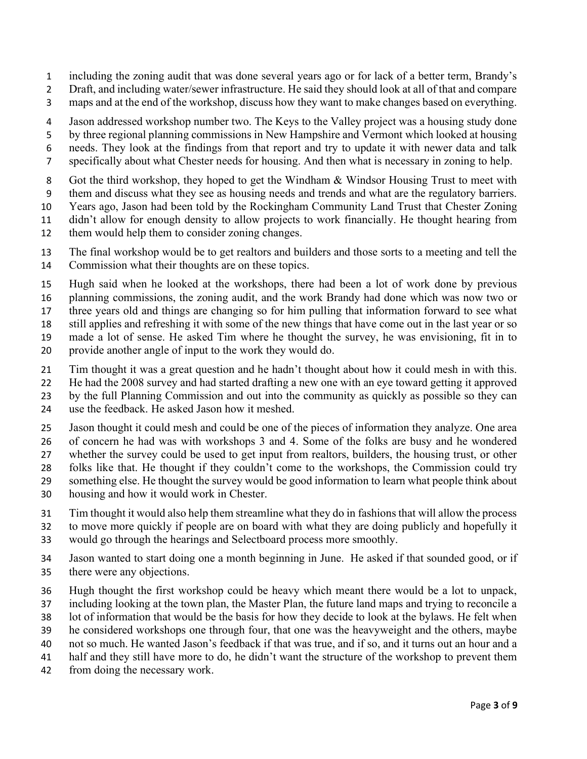including the zoning audit that was done several years ago or for lack of a better term, Brandy's Draft, and including water/sewer infrastructure. He said they should look at all of that and compare maps and at the end of the workshop, discuss how they want to make changes based on everything.

Jason addressed workshop number two. The Keys to the Valley project was a housing study done by three regional planning commissions in New Hampshire and Vermont which looked at housing needs. They look at the findings from that report and try to update it with newer data and talk specifically about what Chester needs for housing. And then what is necessary in zoning to help.

Got the third workshop, they hoped to get the Windham & Windsor Housing Trust to meet with them and discuss what they see as housing needs and trends and what are the regulatory barriers. Years ago, Jason had been told by the Rockingham Community Land Trust that Chester Zoning didn't allow for enough density to allow projects to work financially. He thought hearing from them would help them to consider zoning changes.

The final workshop would be to get realtors and builders and those sorts to a meeting and tell the Commission what their thoughts are on these topics.

Hugh said when he looked at the workshops, there had been a lot of work done by previous planning commissions, the zoning audit, and the work Brandy had done which was now two or three years old and things are changing so for him pulling that information forward to see what still applies and refreshing it with some of the new things that have come out in the last year or so made a lot of sense. He asked Tim where he thought the survey, he was envisioning, fit in to provide another angle of input to the work they would do.

Tim thought it was a great question and he hadn't thought about how it could mesh in with this. He had the 2008 survey and had started drafting a new one with an eye toward getting it approved by the full Planning Commission and out into the community as quickly as possible so they can use the feedback. He asked Jason how it meshed.

Jason thought it could mesh and could be one of the pieces of information they analyze. One area of concern he had was with workshops 3 and 4. Some of the folks are busy and he wondered whether the survey could be used to get input from realtors, builders, the housing trust, or other folks like that. He thought if they couldn't come to the workshops, the Commission could try something else. He thought the survey would be good information to learn what people think about housing and how it would work in Chester.

Tim thought it would also help them streamline what they do in fashions that will allow the process to move more quickly if people are on board with what they are doing publicly and hopefully it would go through the hearings and Selectboard process more smoothly.

Jason wanted to start doing one a month beginning in June. He asked if that sounded good, or if there were any objections.

Hugh thought the first workshop could be heavy which meant there would be a lot to unpack, including looking at the town plan, the Master Plan, the future land maps and trying to reconcile a lot of information that would be the basis for how they decide to look at the bylaws. He felt when he considered workshops one through four, that one was the heavyweight and the others, maybe not so much. He wanted Jason's feedback if that was true, and if so, and it turns out an hour and a half and they still have more to do, he didn't want the structure of the workshop to prevent them from doing the necessary work.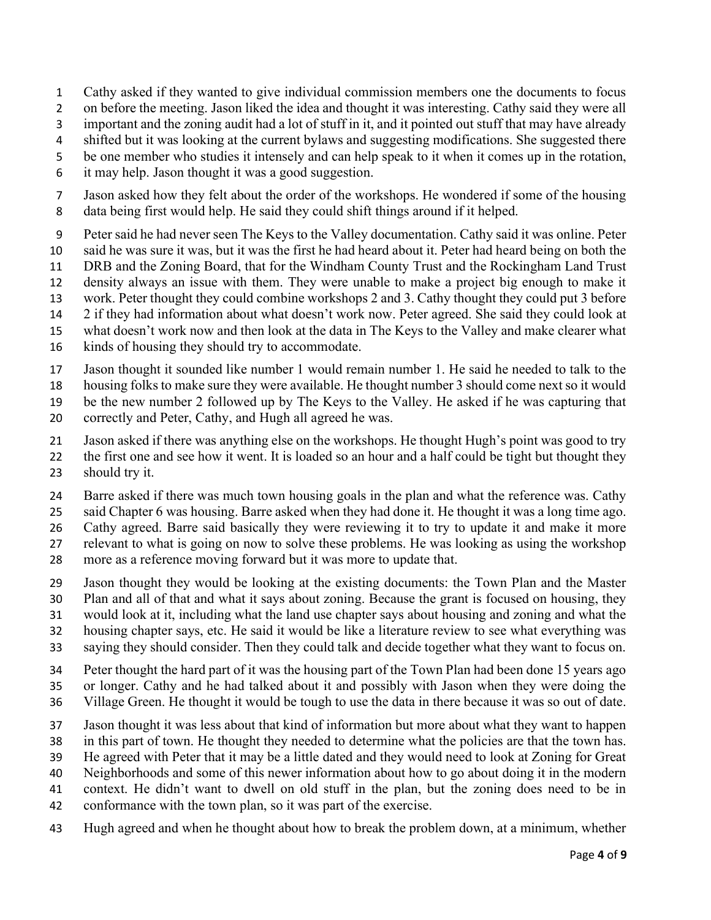Cathy asked if they wanted to give individual commission members one the documents to focus on before the meeting. Jason liked the idea and thought it was interesting. Cathy said they were all important and the zoning audit had a lot of stuff in it, and it pointed out stuff that may have already shifted but it was looking at the current bylaws and suggesting modifications. She suggested there be one member who studies it intensely and can help speak to it when it comes up in the rotation, it may help. Jason thought it was a good suggestion.

Jason asked how they felt about the order of the workshops. He wondered if some of the housing data being first would help. He said they could shift things around if it helped.

Peter said he had never seen The Keys to the Valley documentation. Cathy said it was online. Peter said he was sure it was, but it was the first he had heard about it. Peter had heard being on both the DRB and the Zoning Board, that for the Windham County Trust and the Rockingham Land Trust density always an issue with them. They were unable to make a project big enough to make it work. Peter thought they could combine workshops 2 and 3. Cathy thought they could put 3 before 2 if they had information about what doesn't work now. Peter agreed. She said they could look at what doesn't work now and then look at the data in The Keys to the Valley and make clearer what kinds of housing they should try to accommodate.

Jason thought it sounded like number 1 would remain number 1. He said he needed to talk to the housing folks to make sure they were available. He thought number 3 should come next so it would be the new number 2 followed up by The Keys to the Valley. He asked if he was capturing that correctly and Peter, Cathy, and Hugh all agreed he was.

Jason asked if there was anything else on the workshops. He thought Hugh's point was good to try the first one and see how it went. It is loaded so an hour and a half could be tight but thought they should try it.

Barre asked if there was much town housing goals in the plan and what the reference was. Cathy said Chapter 6 was housing. Barre asked when they had done it. He thought it was a long time ago. Cathy agreed. Barre said basically they were reviewing it to try to update it and make it more relevant to what is going on now to solve these problems. He was looking as using the workshop more as a reference moving forward but it was more to update that.

Jason thought they would be looking at the existing documents: the Town Plan and the Master Plan and all of that and what it says about zoning. Because the grant is focused on housing, they would look at it, including what the land use chapter says about housing and zoning and what the housing chapter says, etc. He said it would be like a literature review to see what everything was saying they should consider. Then they could talk and decide together what they want to focus on.

Peter thought the hard part of it was the housing part of the Town Plan had been done 15 years ago or longer. Cathy and he had talked about it and possibly with Jason when they were doing the Village Green. He thought it would be tough to use the data in there because it was so out of date.

Jason thought it was less about that kind of information but more about what they want to happen in this part of town. He thought they needed to determine what the policies are that the town has. He agreed with Peter that it may be a little dated and they would need to look at Zoning for Great Neighborhoods and some of this newer information about how to go about doing it in the modern context. He didn't want to dwell on old stuff in the plan, but the zoning does need to be in conformance with the town plan, so it was part of the exercise.

Hugh agreed and when he thought about how to break the problem down, at a minimum, whether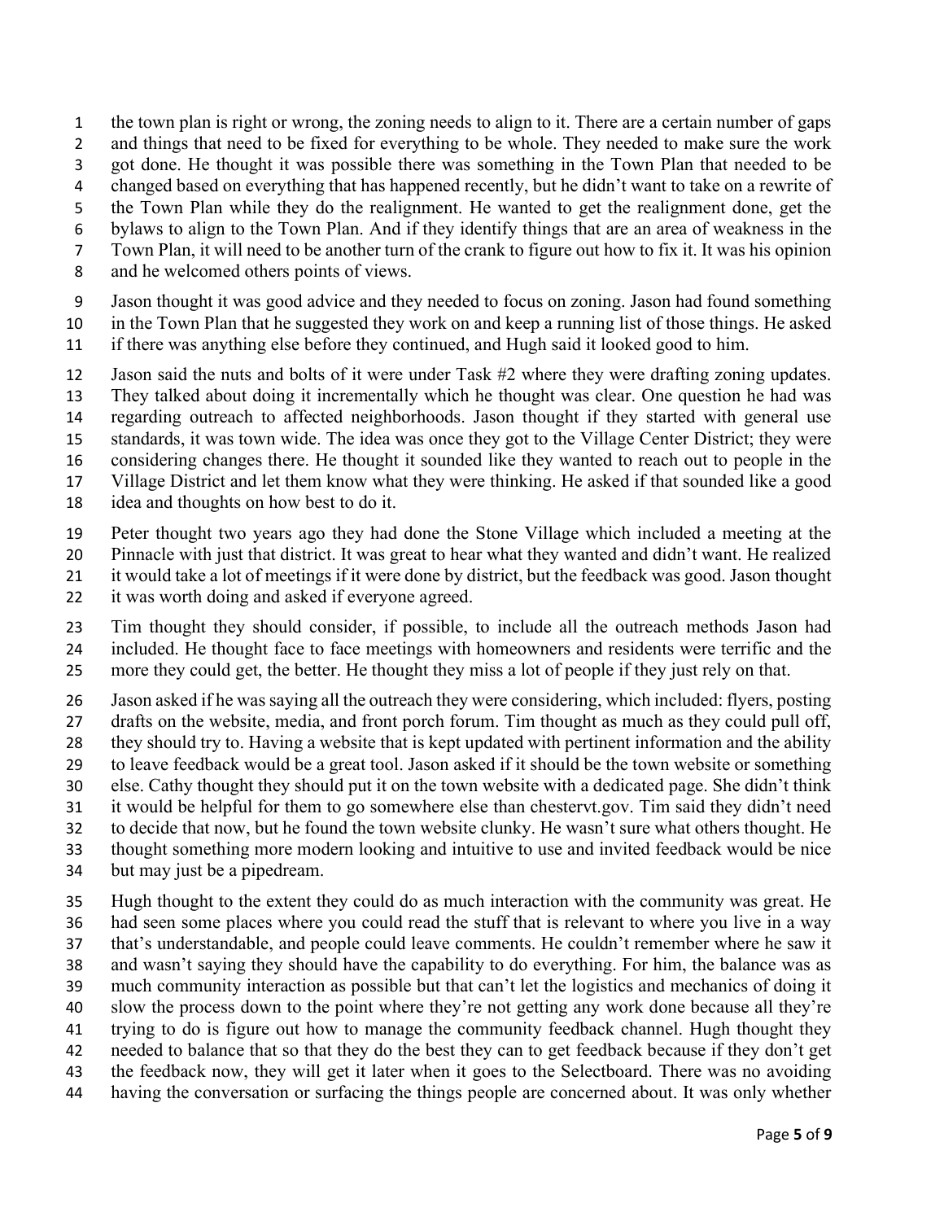the town plan is right or wrong, the zoning needs to align to it. There are a certain number of gaps and things that need to be fixed for everything to be whole. They needed to make sure the work got done. He thought it was possible there was something in the Town Plan that needed to be changed based on everything that has happened recently, but he didn't want to take on a rewrite of the Town Plan while they do the realignment. He wanted to get the realignment done, get the bylaws to align to the Town Plan. And if they identify things that are an area of weakness in the Town Plan, it will need to be another turn of the crank to figure out how to fix it. It was his opinion and he welcomed others points of views.

Jason thought it was good advice and they needed to focus on zoning. Jason had found something in the Town Plan that he suggested they work on and keep a running list of those things. He asked if there was anything else before they continued, and Hugh said it looked good to him.

Jason said the nuts and bolts of it were under Task #2 where they were drafting zoning updates. They talked about doing it incrementally which he thought was clear. One question he had was regarding outreach to affected neighborhoods. Jason thought if they started with general use standards, it was town wide. The idea was once they got to the Village Center District; they were considering changes there. He thought it sounded like they wanted to reach out to people in the Village District and let them know what they were thinking. He asked if that sounded like a good idea and thoughts on how best to do it.

Peter thought two years ago they had done the Stone Village which included a meeting at the Pinnacle with just that district. It was great to hear what they wanted and didn't want. He realized it would take a lot of meetings if it were done by district, but the feedback was good. Jason thought it was worth doing and asked if everyone agreed.

Tim thought they should consider, if possible, to include all the outreach methods Jason had included. He thought face to face meetings with homeowners and residents were terrific and the more they could get, the better. He thought they miss a lot of people if they just rely on that.

Jason asked if he was saying all the outreach they were considering, which included: flyers, posting drafts on the website, media, and front porch forum. Tim thought as much as they could pull off, they should try to. Having a website that is kept updated with pertinent information and the ability to leave feedback would be a great tool. Jason asked if it should be the town website or something else. Cathy thought they should put it on the town website with a dedicated page. She didn't think it would be helpful for them to go somewhere else than chestervt.gov. Tim said they didn't need to decide that now, but he found the town website clunky. He wasn't sure what others thought. He thought something more modern looking and intuitive to use and invited feedback would be nice but may just be a pipedream.

Hugh thought to the extent they could do as much interaction with the community was great. He had seen some places where you could read the stuff that is relevant to where you live in a way that's understandable, and people could leave comments. He couldn't remember where he saw it and wasn't saying they should have the capability to do everything. For him, the balance was as much community interaction as possible but that can't let the logistics and mechanics of doing it slow the process down to the point where they're not getting any work done because all they're trying to do is figure out how to manage the community feedback channel. Hugh thought they needed to balance that so that they do the best they can to get feedback because if they don't get the feedback now, they will get it later when it goes to the Selectboard. There was no avoiding having the conversation or surfacing the things people are concerned about. It was only whether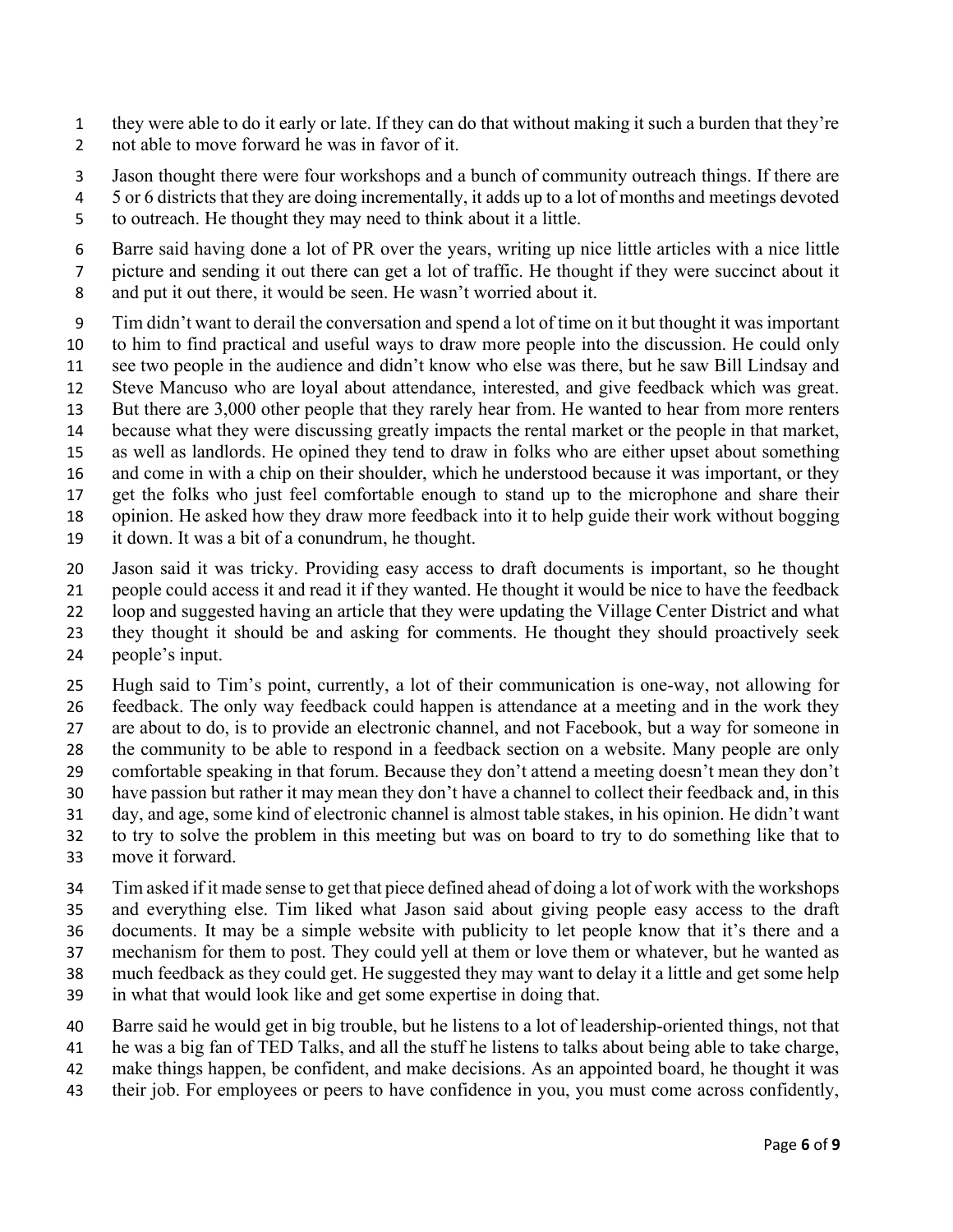they were able to do it early or late. If they can do that without making it such a burden that they're not able to move forward he was in favor of it.

Jason thought there were four workshops and a bunch of community outreach things. If there are 5 or 6 districts that they are doing incrementally, it adds up to a lot of months and meetings devoted to outreach. He thought they may need to think about it a little.

Barre said having done a lot of PR over the years, writing up nice little articles with a nice little picture and sending it out there can get a lot of traffic. He thought if they were succinct about it and put it out there, it would be seen. He wasn't worried about it.

Tim didn't want to derail the conversation and spend a lot of time on it but thought it was important to him to find practical and useful ways to draw more people into the discussion. He could only see two people in the audience and didn't know who else was there, but he saw Bill Lindsay and Steve Mancuso who are loyal about attendance, interested, and give feedback which was great. But there are 3,000 other people that they rarely hear from. He wanted to hear from more renters because what they were discussing greatly impacts the rental market or the people in that market, as well as landlords. He opined they tend to draw in folks who are either upset about something and come in with a chip on their shoulder, which he understood because it was important, or they get the folks who just feel comfortable enough to stand up to the microphone and share their opinion. He asked how they draw more feedback into it to help guide their work without bogging it down. It was a bit of a conundrum, he thought.

Jason said it was tricky. Providing easy access to draft documents is important, so he thought people could access it and read it if they wanted. He thought it would be nice to have the feedback loop and suggested having an article that they were updating the Village Center District and what they thought it should be and asking for comments. He thought they should proactively seek people's input.

Hugh said to Tim's point, currently, a lot of their communication is one-way, not allowing for feedback. The only way feedback could happen is attendance at a meeting and in the work they are about to do, is to provide an electronic channel, and not Facebook, but a way for someone in the community to be able to respond in a feedback section on a website. Many people are only comfortable speaking in that forum. Because they don't attend a meeting doesn't mean they don't have passion but rather it may mean they don't have a channel to collect their feedback and, in this day, and age, some kind of electronic channel is almost table stakes, in his opinion. He didn't want to try to solve the problem in this meeting but was on board to try to do something like that to move it forward.

Tim asked if it made sense to get that piece defined ahead of doing a lot of work with the workshops and everything else. Tim liked what Jason said about giving people easy access to the draft documents. It may be a simple website with publicity to let people know that it's there and a mechanism for them to post. They could yell at them or love them or whatever, but he wanted as much feedback as they could get. He suggested they may want to delay it a little and get some help in what that would look like and get some expertise in doing that.

Barre said he would get in big trouble, but he listens to a lot of leadership-oriented things, not that he was a big fan of TED Talks, and all the stuff he listens to talks about being able to take charge, make things happen, be confident, and make decisions. As an appointed board, he thought it was their job. For employees or peers to have confidence in you, you must come across confidently,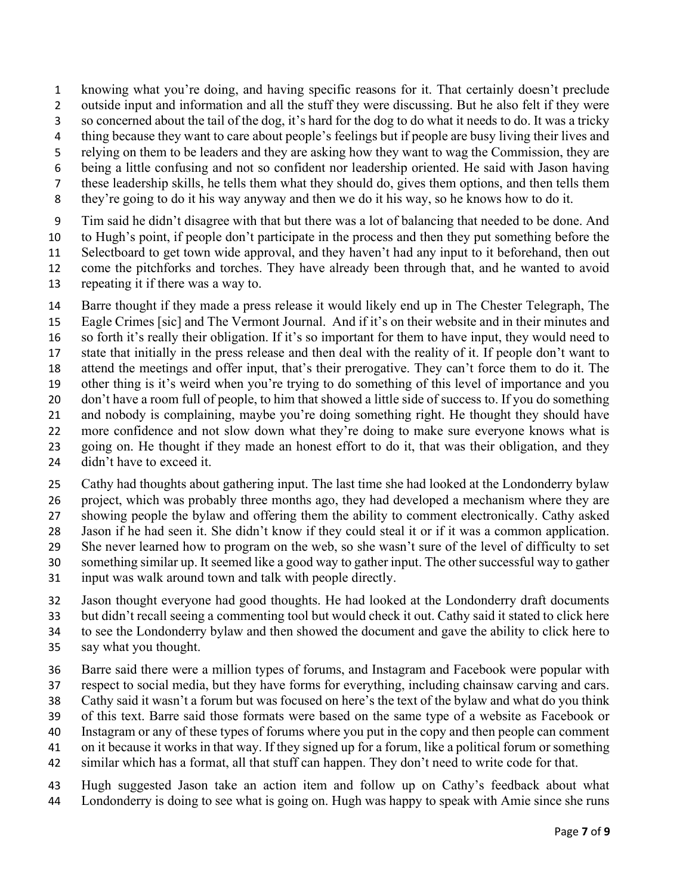knowing what you're doing, and having specific reasons for it. That certainly doesn't preclude outside input and information and all the stuff they were discussing. But he also felt if they were so concerned about the tail of the dog, it's hard for the dog to do what it needs to do. It was a tricky thing because they want to care about people's feelings but if people are busy living their lives and relying on them to be leaders and they are asking how they want to wag the Commission, they are being a little confusing and not so confident nor leadership oriented. He said with Jason having these leadership skills, he tells them what they should do, gives them options, and then tells them they're going to do it his way anyway and then we do it his way, so he knows how to do it.

Tim said he didn't disagree with that but there was a lot of balancing that needed to be done. And to Hugh's point, if people don't participate in the process and then they put something before the Selectboard to get town wide approval, and they haven't had any input to it beforehand, then out come the pitchforks and torches. They have already been through that, and he wanted to avoid repeating it if there was a way to.

Barre thought if they made a press release it would likely end up in The Chester Telegraph, The Eagle Crimes [sic] and The Vermont Journal. And if it's on their website and in their minutes and so forth it's really their obligation. If it's so important for them to have input, they would need to state that initially in the press release and then deal with the reality of it. If people don't want to attend the meetings and offer input, that's their prerogative. They can't force them to do it. The other thing is it's weird when you're trying to do something of this level of importance and you don't have a room full of people, to him that showed a little side of success to. If you do something and nobody is complaining, maybe you're doing something right. He thought they should have more confidence and not slow down what they're doing to make sure everyone knows what is going on. He thought if they made an honest effort to do it, that was their obligation, and they didn't have to exceed it.

Cathy had thoughts about gathering input. The last time she had looked at the Londonderry bylaw project, which was probably three months ago, they had developed a mechanism where they are showing people the bylaw and offering them the ability to comment electronically. Cathy asked Jason if he had seen it. She didn't know if they could steal it or if it was a common application. She never learned how to program on the web, so she wasn't sure of the level of difficulty to set something similar up. It seemed like a good way to gather input. The other successful way to gather input was walk around town and talk with people directly.

Jason thought everyone had good thoughts. He had looked at the Londonderry draft documents but didn't recall seeing a commenting tool but would check it out. Cathy said it stated to click here to see the Londonderry bylaw and then showed the document and gave the ability to click here to say what you thought.

Barre said there were a million types of forums, and Instagram and Facebook were popular with respect to social media, but they have forms for everything, including chainsaw carving and cars. Cathy said it wasn't a forum but was focused on here's the text of the bylaw and what do you think of this text. Barre said those formats were based on the same type of a website as Facebook or Instagram or any of these types of forums where you put in the copy and then people can comment on it because it works in that way. If they signed up for a forum, like a political forum or something similar which has a format, all that stuff can happen. They don't need to write code for that.

Hugh suggested Jason take an action item and follow up on Cathy's feedback about what Londonderry is doing to see what is going on. Hugh was happy to speak with Amie since she runs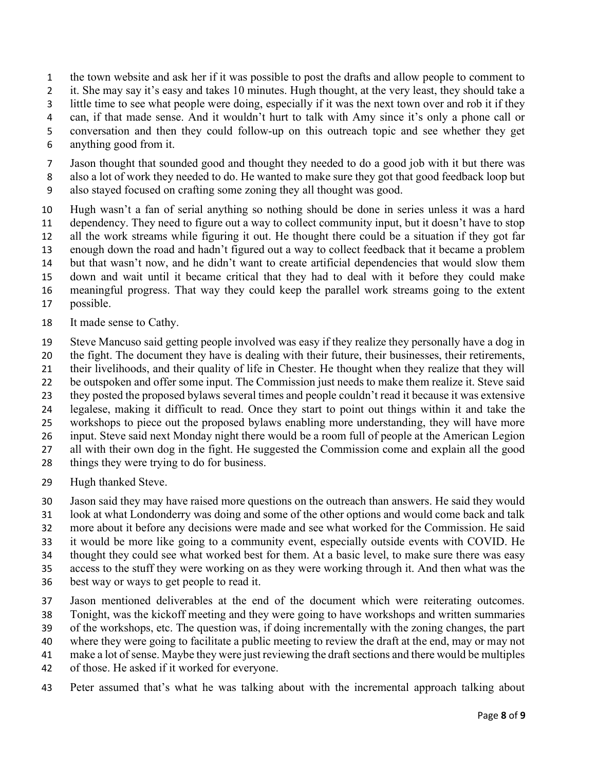the town website and ask her if it was possible to post the drafts and allow people to comment to it. She may say it's easy and takes 10 minutes. Hugh thought, at the very least, they should take a little time to see what people were doing, especially if it was the next town over and rob it if they can, if that made sense. And it wouldn't hurt to talk with Amy since it's only a phone call or conversation and then they could follow-up on this outreach topic and see whether they get anything good from it.

Jason thought that sounded good and thought they needed to do a good job with it but there was also a lot of work they needed to do. He wanted to make sure they got that good feedback loop but also stayed focused on crafting some zoning they all thought was good.

Hugh wasn't a fan of serial anything so nothing should be done in series unless it was a hard dependency. They need to figure out a way to collect community input, but it doesn't have to stop all the work streams while figuring it out. He thought there could be a situation if they got far enough down the road and hadn't figured out a way to collect feedback that it became a problem but that wasn't now, and he didn't want to create artificial dependencies that would slow them down and wait until it became critical that they had to deal with it before they could make meaningful progress. That way they could keep the parallel work streams going to the extent possible.

It made sense to Cathy.

Steve Mancuso said getting people involved was easy if they realize they personally have a dog in the fight. The document they have is dealing with their future, their businesses, their retirements, their livelihoods, and their quality of life in Chester. He thought when they realize that they will be outspoken and offer some input. The Commission just needs to make them realize it. Steve said they posted the proposed bylaws several times and people couldn't read it because it was extensive legalese, making it difficult to read. Once they start to point out things within it and take the workshops to piece out the proposed bylaws enabling more understanding, they will have more input. Steve said next Monday night there would be a room full of people at the American Legion all with their own dog in the fight. He suggested the Commission come and explain all the good things they were trying to do for business.

Hugh thanked Steve.

Jason said they may have raised more questions on the outreach than answers. He said they would look at what Londonderry was doing and some of the other options and would come back and talk more about it before any decisions were made and see what worked for the Commission. He said it would be more like going to a community event, especially outside events with COVID. He thought they could see what worked best for them. At a basic level, to make sure there was easy access to the stuff they were working on as they were working through it. And then what was the best way or ways to get people to read it.

Jason mentioned deliverables at the end of the document which were reiterating outcomes. Tonight, was the kickoff meeting and they were going to have workshops and written summaries of the workshops, etc. The question was, if doing incrementally with the zoning changes, the part where they were going to facilitate a public meeting to review the draft at the end, may or may not make a lot of sense. Maybe they were just reviewing the draft sections and there would be multiples of those. He asked if it worked for everyone.

Peter assumed that's what he was talking about with the incremental approach talking about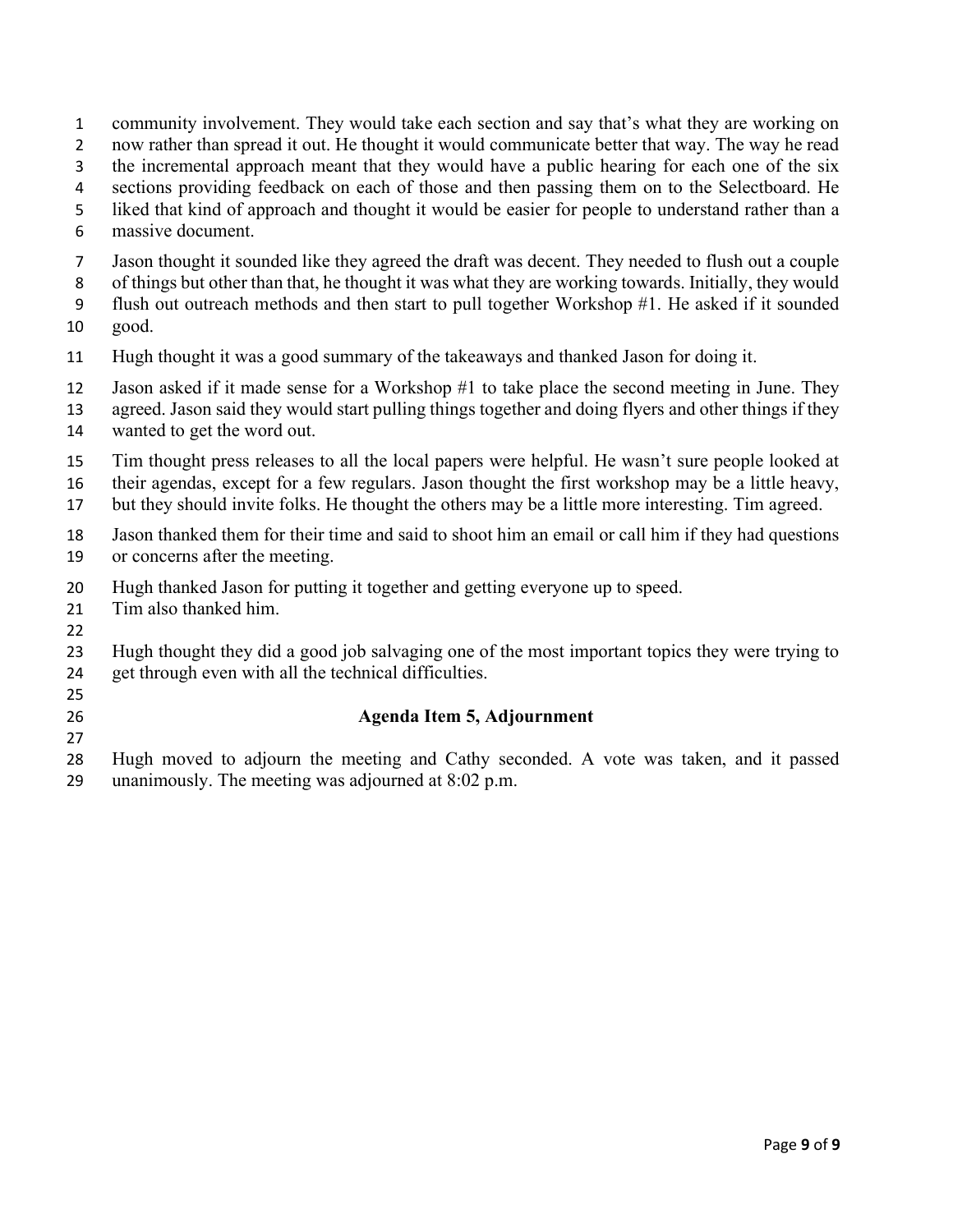community involvement. They would take each section and say that's what they are working on now rather than spread it out. He thought it would communicate better that way. The way he read the incremental approach meant that they would have a public hearing for each one of the six sections providing feedback on each of those and then passing them on to the Selectboard. He liked that kind of approach and thought it would be easier for people to understand rather than a massive document.

Jason thought it sounded like they agreed the draft was decent. They needed to flush out a couple of things but other than that, he thought it was what they are working towards. Initially, they would flush out outreach methods and then start to pull together Workshop #1. He asked if it sounded good.

Hugh thought it was a good summary of the takeaways and thanked Jason for doing it.

Jason asked if it made sense for a Workshop #1 to take place the second meeting in June. They agreed. Jason said they would start pulling things together and doing flyers and other things if they wanted to get the word out.

Tim thought press releases to all the local papers were helpful. He wasn't sure people looked at their agendas, except for a few regulars. Jason thought the first workshop may be a little heavy, but they should invite folks. He thought the others may be a little more interesting. Tim agreed.

Jason thanked them for their time and said to shoot him an email or call him if they had questions or concerns after the meeting.

Hugh thanked Jason for putting it together and getting everyone up to speed.
Tim also thanked him.

Hugh thought they did a good job salvaging one of the most important topics they were trying to get through even with all the technical difficulties.

## Agenda Item 5, Adjournment

Hugh moved to adjourn the meeting and Cathy seconded. A vote was taken, and it passed unanimously. The meeting was adjourned at 8:02 p.m.